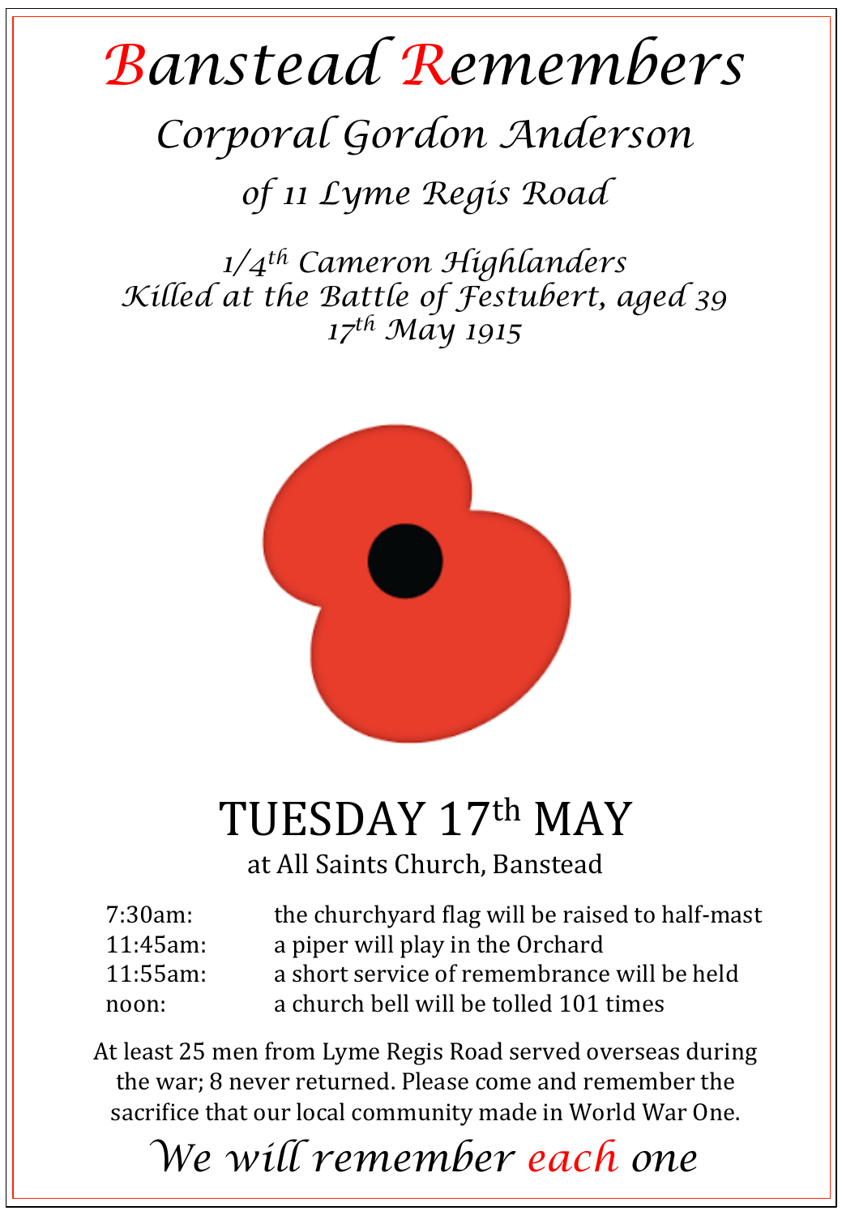# *Banstead Remembers*

## *Corporal Gordon Anderson*

### *of 11 Lyme Regis Road*

*1/4th Cameron Highlanders*
*Killed at the Battle of Festubert, aged 39*
*17th May 1915*

## TUESDAY 17th MAY

at All Saints Church, Banstead

| | |
|---|---|
| 7:30am: | the churchyard flag will be raised to half-mast |
| 11:45am: | a piper will play in the Orchard |
| 11:55am: | a short service of remembrance will be held |
| noon: | a church bell will be tolled 101 times |

At least 25 men from Lyme Regis Road served overseas during the war; 8 never returned. Please come and remember the sacrifice that our local community made in World War One.

*We will remember each one*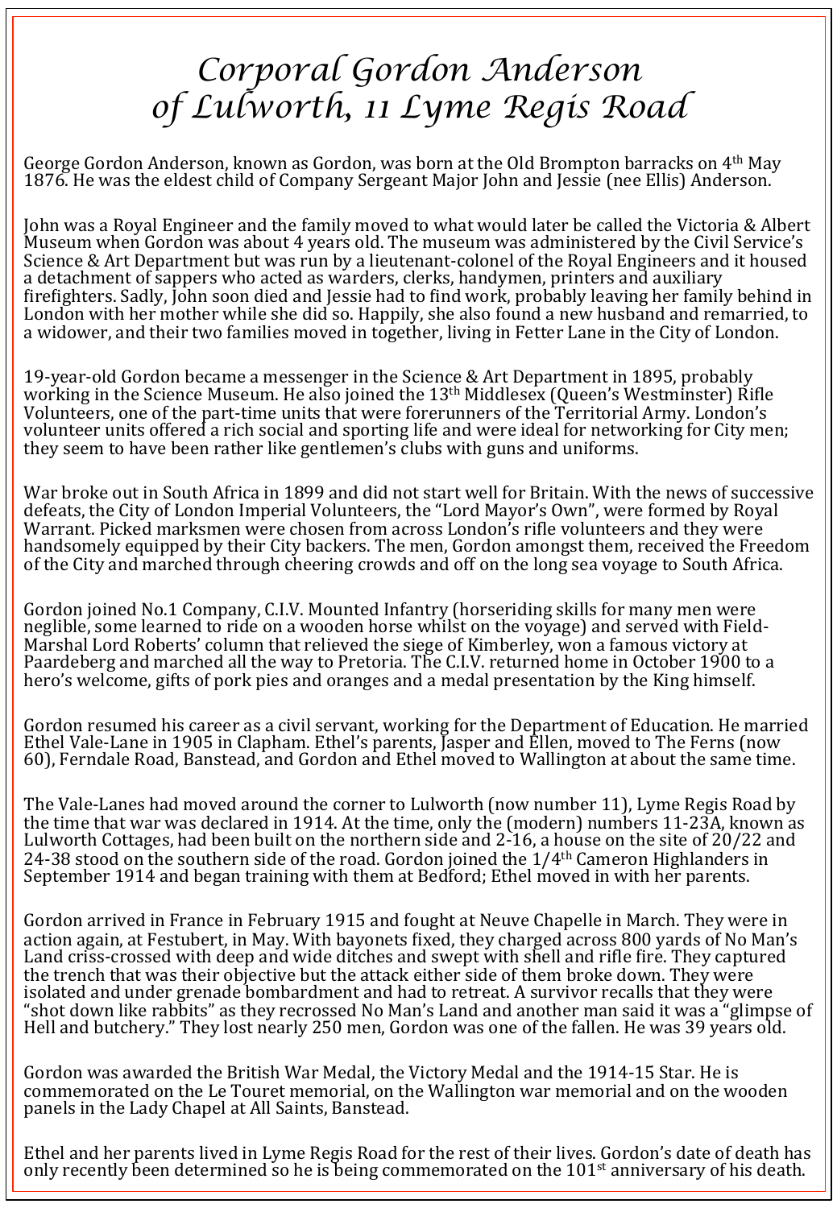# Corporal Gordon Anderson of Lulworth, 11 Lyme Regis Road

George Gordon Anderson, known as Gordon, was born at the Old Brompton barracks on 4th May 1876. He was the eldest child of Company Sergeant Major John and Jessie (nee Ellis) Anderson.

John was a Royal Engineer and the family moved to what would later be called the Victoria & Albert Museum when Gordon was about 4 years old. The museum was administered by the Civil Service's Science & Art Department but was run by a lieutenant-colonel of the Royal Engineers and it housed a detachment of sappers who acted as warders, clerks, handymen, printers and auxiliary firefighters. Sadly, John soon died and Jessie had to find work, probably leaving her family behind in London with her mother while she did so. Happily, she also found a new husband and remarried, to a widower, and their two families moved in together, living in Fetter Lane in the City of London.

19-year-old Gordon became a messenger in the Science & Art Department in 1895, probably working in the Science Museum. He also joined the 13th Middlesex (Queen's Westminster) Rifle Volunteers, one of the part-time units that were forerunners of the Territorial Army. London's volunteer units offered a rich social and sporting life and were ideal for networking for City men; they seem to have been rather like gentlemen's clubs with guns and uniforms.

War broke out in South Africa in 1899 and did not start well for Britain. With the news of successive defeats, the City of London Imperial Volunteers, the "Lord Mayor's Own", were formed by Royal Warrant. Picked marksmen were chosen from across London's rifle volunteers and they were handsomely equipped by their City backers. The men, Gordon amongst them, received the Freedom of the City and marched through cheering crowds and off on the long sea voyage to South Africa.

Gordon joined No.1 Company, C.I.V. Mounted Infantry (horseriding skills for many men were neglible, some learned to ride on a wooden horse whilst on the voyage) and served with Field-Marshal Lord Roberts' column that relieved the siege of Kimberley, won a famous victory at Paardeberg and marched all the way to Pretoria. The C.I.V. returned home in October 1900 to a hero's welcome, gifts of pork pies and oranges and a medal presentation by the King himself.

Gordon resumed his career as a civil servant, working for the Department of Education. He married Ethel Vale-Lane in 1905 in Clapham. Ethel's parents, Jasper and Ellen, moved to The Ferns (now 60), Ferndale Road, Banstead, and Gordon and Ethel moved to Wallington at about the same time.

The Vale-Lanes had moved around the corner to Lulworth (now number 11), Lyme Regis Road by the time that war was declared in 1914. At the time, only the (modern) numbers 11-23A, known as Lulworth Cottages, had been built on the northern side and 2-16, a house on the site of 20/22 and 24-38 stood on the southern side of the road. Gordon joined the 1/4th Cameron Highlanders in September 1914 and began training with them at Bedford; Ethel moved in with her parents.

Gordon arrived in France in February 1915 and fought at Neuve Chapelle in March. They were in action again, at Festubert, in May. With bayonets fixed, they charged across 800 yards of No Man's Land criss-crossed with deep and wide ditches and swept with shell and rifle fire. They captured the trench that was their objective but the attack either side of them broke down. They were isolated and under grenade bombardment and had to retreat. A survivor recalls that they were "shot down like rabbits" as they recrossed No Man's Land and another man said it was a "glimpse of Hell and butchery." They lost nearly 250 men, Gordon was one of the fallen. He was 39 years old.

Gordon was awarded the British War Medal, the Victory Medal and the 1914-15 Star. He is commemorated on the Le Touret memorial, on the Wallington war memorial and on the wooden panels in the Lady Chapel at All Saints, Banstead.

Ethel and her parents lived in Lyme Regis Road for the rest of their lives. Gordon's date of death has only recently been determined so he is being commemorated on the 101st anniversary of his death.